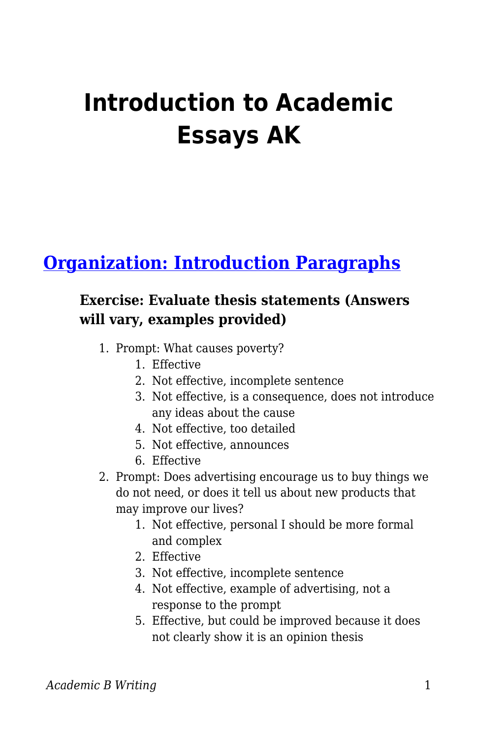# Introduction to Academic Essays AK

## [Organization: Introduction Paragraphs]

### Exercise: Evaluate thesis statements (Answers will vary, examples provided)

1. Prompt: What causes poverty?
    1. Effective
    2. Not effective, incomplete sentence
    3. Not effective, is a consequence, does not introduce any ideas about the cause
    4. Not effective, too detailed
    5. Not effective, announces
    6. Effective
2. Prompt: Does advertising encourage us to buy things we do not need, or does it tell us about new products that may improve our lives?
    1. Not effective, personal I should be more formal and complex
    2. Effective
    3. Not effective, incomplete sentence
    4. Not effective, example of advertising, not a response to the prompt
    5. Effective, but could be improved because it does not clearly show it is an opinion thesis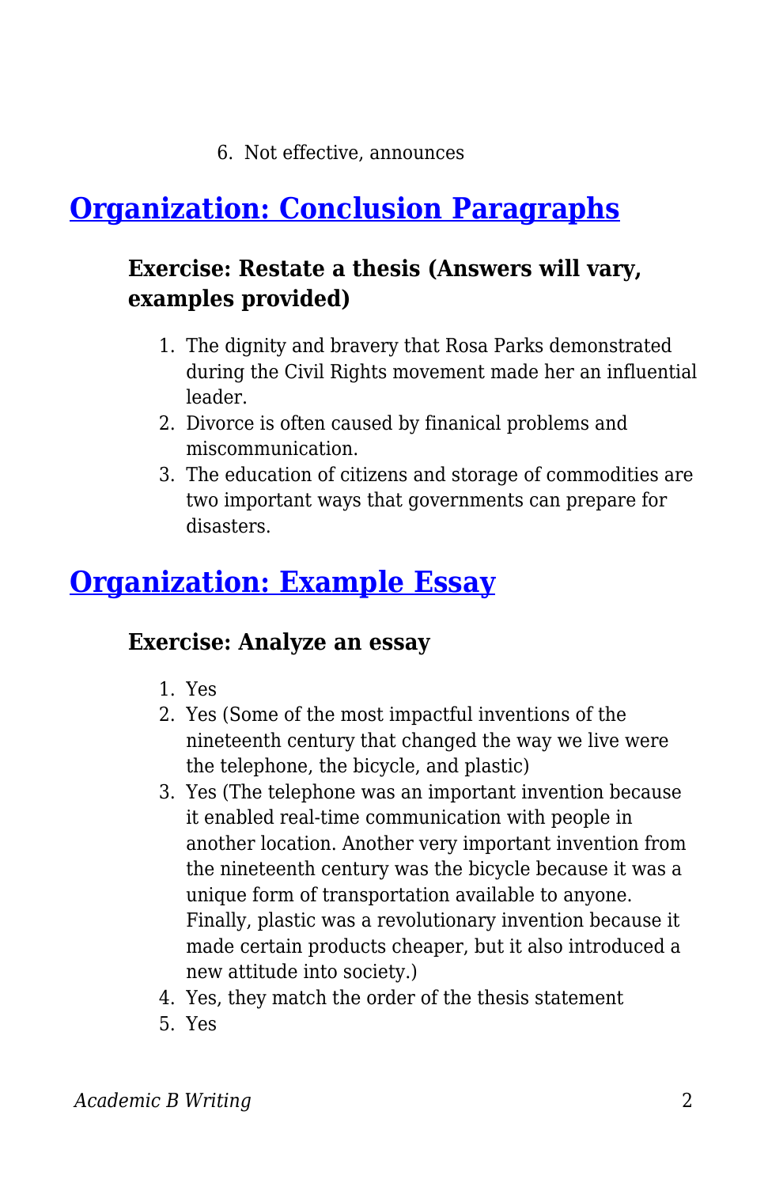6. Not effective, announces

## [Organization: Conclusion Paragraphs]

### Exercise: Restate a thesis (Answers will vary, examples provided)

1. The dignity and bravery that Rosa Parks demonstrated during the Civil Rights movement made her an influential leader.
2. Divorce is often caused by finanical problems and miscommunication.
3. The education of citizens and storage of commodities are two important ways that governments can prepare for disasters.

## [Organization: Example Essay]

### Exercise: Analyze an essay

1. Yes
2. Yes (Some of the most impactful inventions of the nineteenth century that changed the way we live were the telephone, the bicycle, and plastic)
3. Yes (The telephone was an important invention because it enabled real-time communication with people in another location. Another very important invention from the nineteenth century was the bicycle because it was a unique form of transportation available to anyone. Finally, plastic was a revolutionary invention because it made certain products cheaper, but it also introduced a new attitude into society.)
4. Yes, they match the order of the thesis statement
5. Yes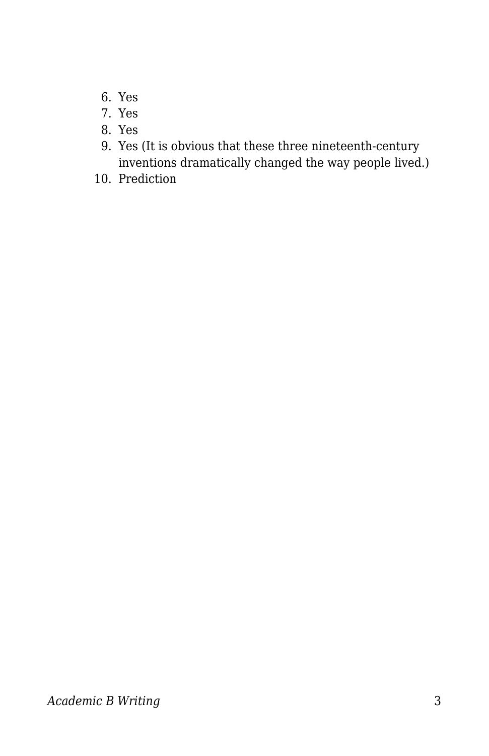6. Yes
7. Yes
8. Yes
9. Yes (It is obvious that these three nineteenth-century inventions dramatically changed the way people lived.)
10. Prediction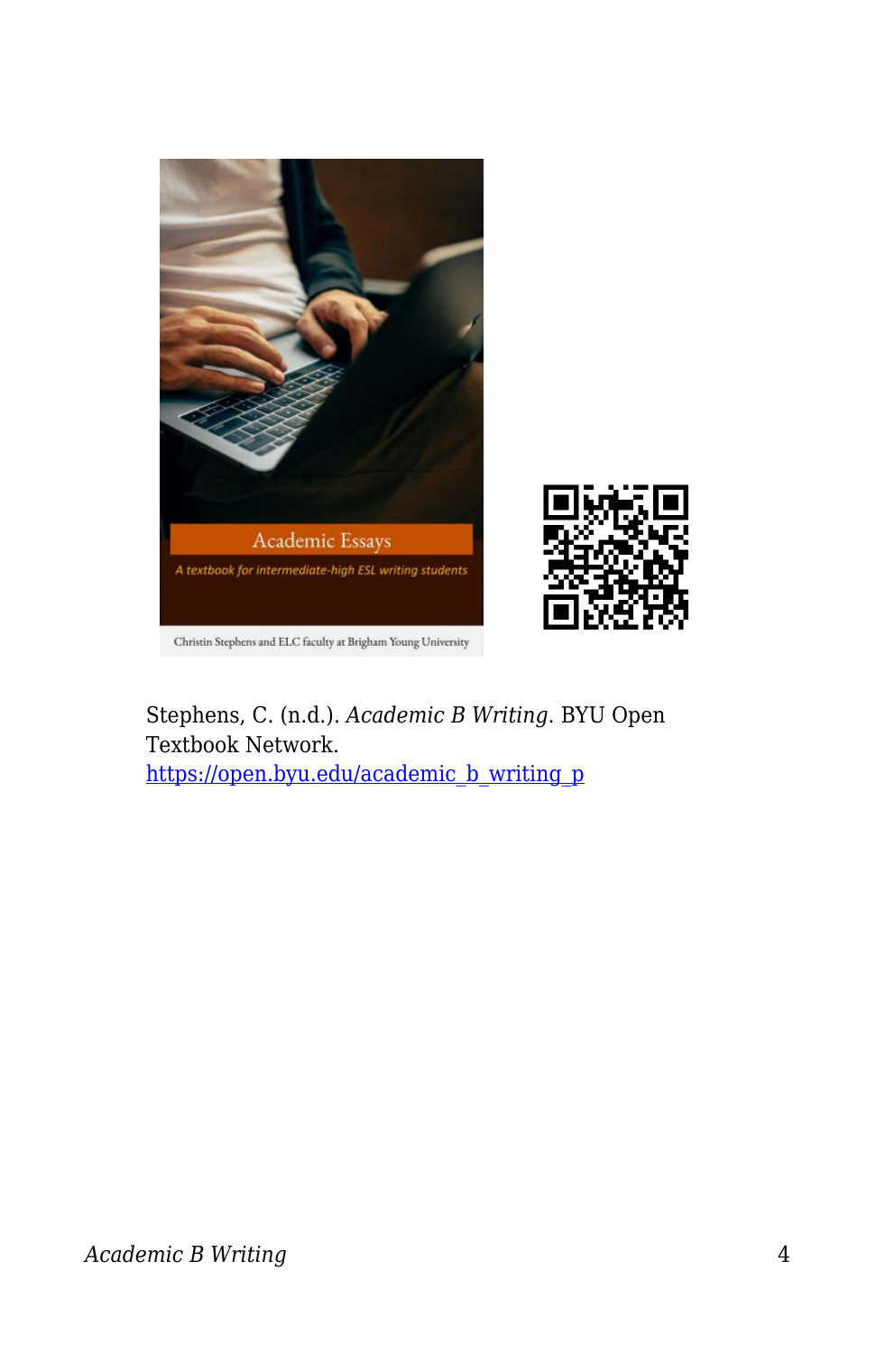Stephens, C. (n.d.). *Academic B Writing*. BYU Open Textbook Network. https://open.byu.edu/academic_b_writing_p